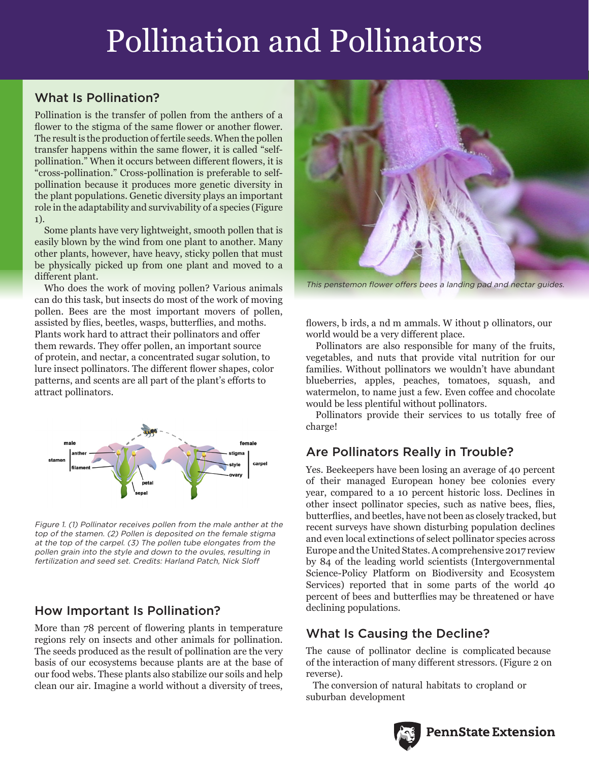# Pollination and Pollinators

## What Is Pollination?

Pollination is the transfer of pollen from the anthers of a flower to the stigma of the same flower or another flower. The result is the production of fertile seeds. When the pollen transfer happens within the same flower, it is called "self-pollination." When it occurs between different flowers, it is "cross-pollination." Cross-pollination is preferable to self-pollination because it produces more genetic diversity in the plant populations. Genetic diversity plays an important role in the adaptability and survivability of a species (Figure 1).

Some plants have very lightweight, smooth pollen that is easily blown by the wind from one plant to another. Many other plants, however, have heavy, sticky pollen that must be physically picked up from one plant and moved to a different plant.

Who does the work of moving pollen? Various animals can do this task, but insects do most of the work of moving pollen. Bees are the most important movers of pollen, assisted by flies, beetles, wasps, butterflies, and moths. Plants work hard to attract their pollinators and offer them rewards. They offer pollen, an important source of protein, and nectar, a concentrated sugar solution, to lure insect pollinators. The different flower shapes, color patterns, and scents are all part of the plant's efforts to attract pollinators.

*This penstemon flower offers bees a landing pad and nectar guides.*

*Figure 1. (1) Pollinator receives pollen from the male anther at the top of the stamen. (2) Pollen is deposited on the female stigma at the top of the carpel. (3) The pollen tube elongates from the pollen grain into the style and down to the ovules, resulting in fertilization and seed set. Credits: Harland Patch, Nick Sloff*

## How Important Is Pollination?

More than 78 percent of flowering plants in temperature regions rely on insects and other animals for pollination. The seeds produced as the result of pollination are the very basis of our ecosystems because plants are at the base of our food webs. These plants also stabilize our soils and help clean our air. Imagine a world without a diversity of trees, flowers, birds, and mammals. Without pollinators, our world would be a very different place.

Pollinators are also responsible for many of the fruits, vegetables, and nuts that provide vital nutrition for our families. Without pollinators we wouldn't have abundant blueberries, apples, peaches, tomatoes, squash, and watermelon, to name just a few. Even coffee and chocolate would be less plentiful without pollinators.

Pollinators provide their services to us totally free of charge!

## Are Pollinators Really in Trouble?

Yes. Beekeepers have been losing an average of 40 percent of their managed European honey bee colonies every year, compared to a 10 percent historic loss. Declines in other insect pollinator species, such as native bees, flies, butterflies, and beetles, have not been as closely tracked, but recent surveys have shown disturbing population declines and even local extinctions of select pollinator species across Europe and the United States. A comprehensive 2017 review by 84 of the leading world scientists (Intergovernmental Science-Policy Platform on Biodiversity and Ecosystem Services) reported that in some parts of the world 40 percent of bees and butterflies may be threatened or have declining populations.

## What Is Causing the Decline?

The cause of pollinator decline is complicated because of the interaction of many different stressors. (Figure 2 on reverse).

The conversion of natural habitats to cropland or suburban development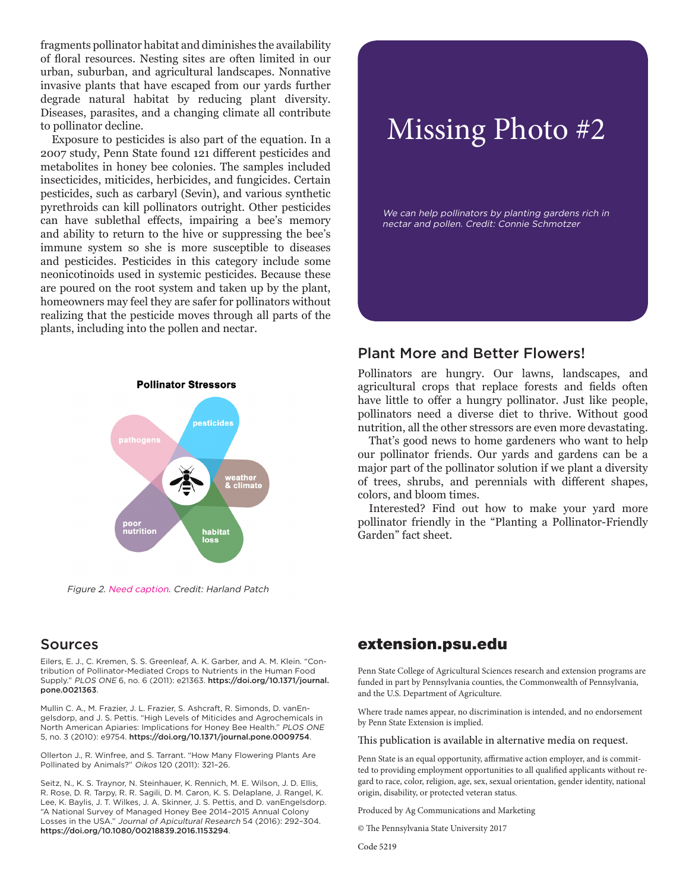fragments pollinator habitat and diminishes the availability of floral resources. Nesting sites are often limited in our urban, suburban, and agricultural landscapes. Nonnative invasive plants that have escaped from our yards further degrade natural habitat by reducing plant diversity. Diseases, parasites, and a changing climate all contribute to pollinator decline.

Exposure to pesticides is also part of the equation. In a 2007 study, Penn State found 121 different pesticides and metabolites in honey bee colonies. The samples included insecticides, miticides, herbicides, and fungicides. Certain pesticides, such as carbaryl (Sevin), and various synthetic pyrethroids can kill pollinators outright. Other pesticides can have sublethal effects, impairing a bee's memory and ability to return to the hive or suppressing the bee's immune system so she is more susceptible to diseases and pesticides. Pesticides in this category include some neonicotinoids used in systemic pesticides. Because these are poured on the root system and taken up by the plant, homeowners may feel they are safer for pollinators without realizing that the pesticide moves through all parts of the plants, including into the pollen and nectar.

**Pollinator Stressors**

pesticides

pathogens

weather & climate

poor nutrition

habitat loss

*Figure 2. Need caption. Credit: Harland Patch*

Missing Photo #2

*We can help pollinators by planting gardens rich in nectar and pollen. Credit: Connie Schmotzer*

## Plant More and Better Flowers!

Pollinators are hungry. Our lawns, landscapes, and agricultural crops that replace forests and fields often have little to offer a hungry pollinator. Just like people, pollinators need a diverse diet to thrive. Without good nutrition, all the other stressors are even more devastating.

That's good news to home gardeners who want to help our pollinator friends. Our yards and gardens can be a major part of the pollinator solution if we plant a diversity of trees, shrubs, and perennials with different shapes, colors, and bloom times.

Interested? Find out how to make your yard more pollinator friendly in the "Planting a Pollinator-Friendly Garden" fact sheet.

## Sources

Eilers, E. J., C. Kremen, S. S. Greenleaf, A. K. Garber, and A. M. Klein. "Contribution of Pollinator-Mediated Crops to Nutrients in the Human Food Supply." *PLOS ONE* 6, no. 6 (2011): e21363. **https://doi.org/10.1371/journal.pone.0021363**.

Mullin C. A., M. Frazier, J. L. Frazier, S. Ashcraft, R. Simonds, D. vanEngelsdorp, and J. S. Pettis. "High Levels of Miticides and Agrochemicals in North American Apiaries: Implications for Honey Bee Health." *PLOS ONE* 5, no. 3 (2010): e9754. **https://doi.org/10.1371/journal.pone.0009754**.

Ollerton J., R. Winfree, and S. Tarrant. "How Many Flowering Plants Are Pollinated by Animals?" *Oikos* 120 (2011): 321–26.

Seitz, N., K. S. Traynor, N. Steinhauer, K. Rennich, M. E. Wilson, J. D. Ellis, R. Rose, D. R. Tarpy, R. R. Sagili, D. M. Caron, K. S. Delaplane, J. Rangel, K. Lee, K. Baylis, J. T. Wilkes, J. A. Skinner, J. S. Pettis, and D. vanEngelsdorp. "A National Survey of Managed Honey Bee 2014–2015 Annual Colony Losses in the USA." *Journal of Apicultural Research* 54 (2016): 292–304. **https://doi.org/10.1080/00218839.2016.1153294**.

## extension.psu.edu

Penn State College of Agricultural Sciences research and extension programs are funded in part by Pennsylvania counties, the Commonwealth of Pennsylvania, and the U.S. Department of Agriculture.

Where trade names appear, no discrimination is intended, and no endorsement by Penn State Extension is implied.

This publication is available in alternative media on request.

Penn State is an equal opportunity, affirmative action employer, and is committed to providing employment opportunities to all qualified applicants without regard to race, color, religion, age, sex, sexual orientation, gender identity, national origin, disability, or protected veteran status.

Produced by Ag Communications and Marketing

© The Pennsylvania State University 2017

Code 5219